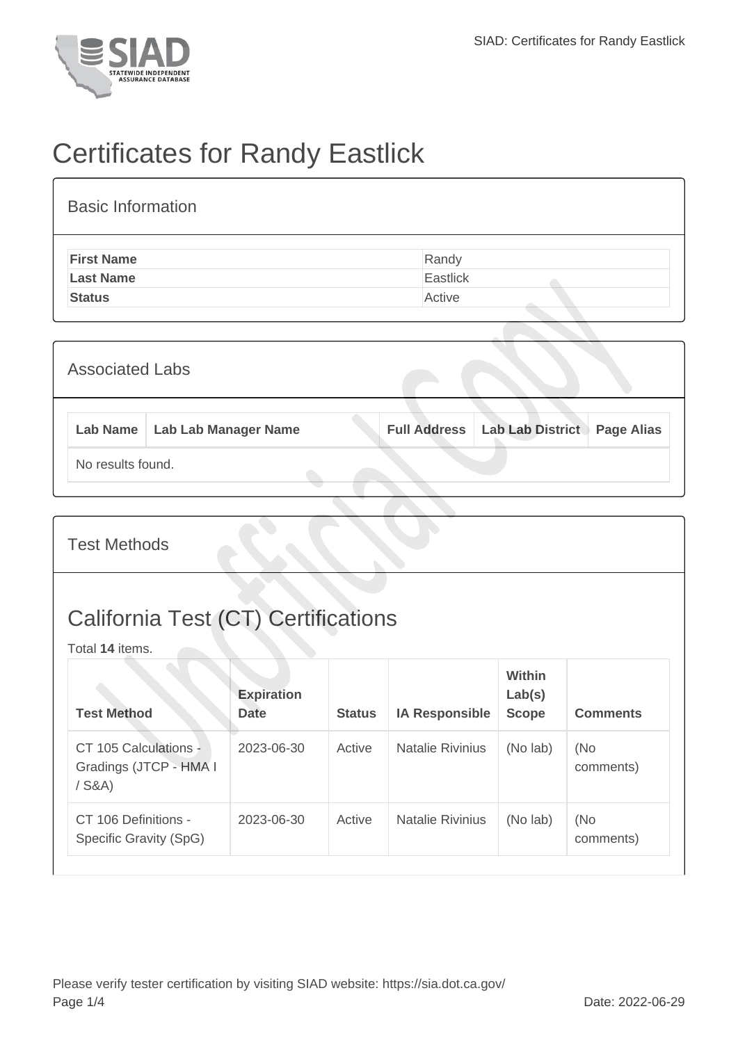# Certificates for Randy Eastlick

## Basic Information

| | |
|---|---|
| **First Name** | Randy |
| **Last Name** | Eastlick |
| **Status** | Active |

## Associated Labs

| Lab Name | Lab Lab Manager Name | Full Address | Lab Lab District | Page Alias |
|---|---|---|---|---|
| No results found. | | | | |

## Test Methods

## California Test (CT) Certifications

Total **14** items.

| Test Method | Expiration Date | Status | IA Responsible | Within Lab(s) Scope | Comments |
|---|---|---|---|---|---|
| CT 105 Calculations - Gradings (JTCP - HMA I / S&A) | 2023-06-30 | Active | Natalie Rivinius | (No lab) | (No comments) |
| CT 106 Definitions - Specific Gravity (SpG) | 2023-06-30 | Active | Natalie Rivinius | (No lab) | (No comments) |

Please verify tester certification by visiting SIAD website: https://sia.dot.ca.gov/

Date: 2022-06-29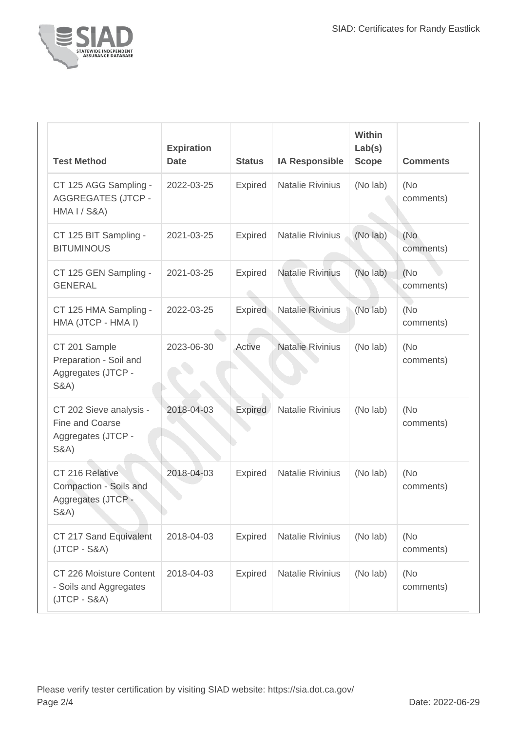| Test Method | Expiration Date | Status | IA Responsible | Within Lab(s) Scope | Comments |
| --- | --- | --- | --- | --- | --- |
| CT 125 AGG Sampling - AGGREGATES (JTCP - HMA I / S&A) | 2022-03-25 | Expired | Natalie Rivinius | (No lab) | (No comments) |
| CT 125 BIT Sampling - BITUMINOUS | 2021-03-25 | Expired | Natalie Rivinius | (No lab) | (No comments) |
| CT 125 GEN Sampling - GENERAL | 2021-03-25 | Expired | Natalie Rivinius | (No lab) | (No comments) |
| CT 125 HMA Sampling - HMA (JTCP - HMA I) | 2022-03-25 | Expired | Natalie Rivinius | (No lab) | (No comments) |
| CT 201 Sample Preparation - Soil and Aggregates (JTCP - S&A) | 2023-06-30 | Active | Natalie Rivinius | (No lab) | (No comments) |
| CT 202 Sieve analysis - Fine and Coarse Aggregates (JTCP - S&A) | 2018-04-03 | Expired | Natalie Rivinius | (No lab) | (No comments) |
| CT 216 Relative Compaction - Soils and Aggregates (JTCP - S&A) | 2018-04-03 | Expired | Natalie Rivinius | (No lab) | (No comments) |
| CT 217 Sand Equivalent (JTCP - S&A) | 2018-04-03 | Expired | Natalie Rivinius | (No lab) | (No comments) |
| CT 226 Moisture Content - Soils and Aggregates (JTCP - S&A) | 2018-04-03 | Expired | Natalie Rivinius | (No lab) | (No comments) |

Please verify tester certification by visiting SIAD website: https://sia.dot.ca.gov/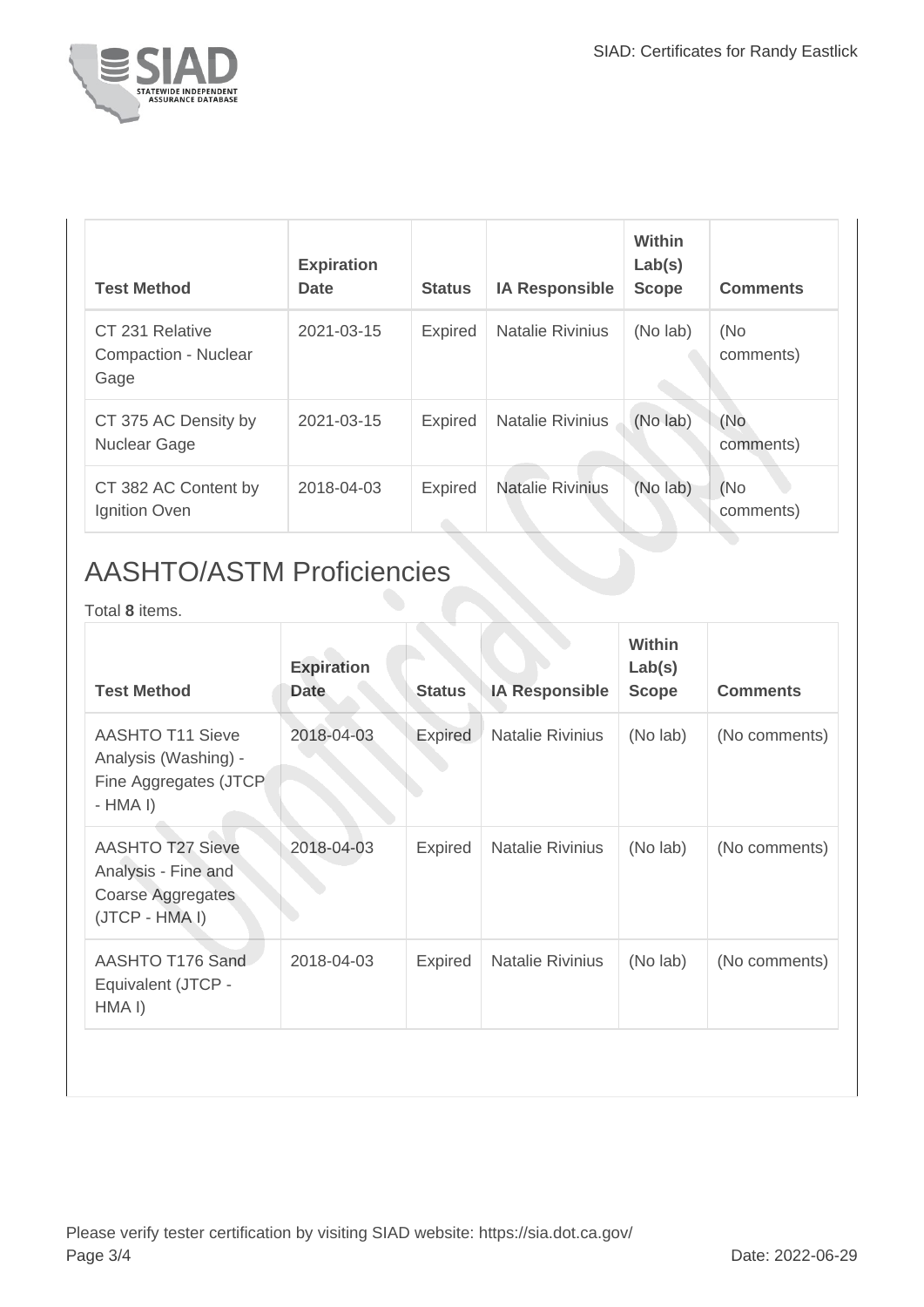| Test Method | Expiration Date | Status | IA Responsible | Within Lab(s) Scope | Comments |
| --- | --- | --- | --- | --- | --- |
| CT 231 Relative Compaction - Nuclear Gage | 2021-03-15 | Expired | Natalie Rivinius | (No lab) | (No comments) |
| CT 375 AC Density by Nuclear Gage | 2021-03-15 | Expired | Natalie Rivinius | (No lab) | (No comments) |
| CT 382 AC Content by Ignition Oven | 2018-04-03 | Expired | Natalie Rivinius | (No lab) | (No comments) |

## AASHTO/ASTM Proficiencies

Total **8** items.

| Test Method | Expiration Date | Status | IA Responsible | Within Lab(s) Scope | Comments |
| --- | --- | --- | --- | --- | --- |
| AASHTO T11 Sieve Analysis (Washing) - Fine Aggregates (JTCP - HMA I) | 2018-04-03 | Expired | Natalie Rivinius | (No lab) | (No comments) |
| AASHTO T27 Sieve Analysis - Fine and Coarse Aggregates (JTCP - HMA I) | 2018-04-03 | Expired | Natalie Rivinius | (No lab) | (No comments) |
| AASHTO T176 Sand Equivalent (JTCP - HMA I) | 2018-04-03 | Expired | Natalie Rivinius | (No lab) | (No comments) |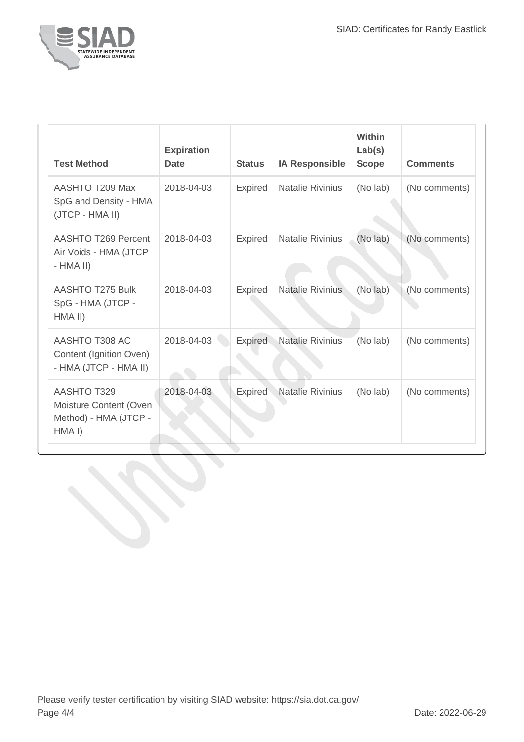| Test Method | Expiration Date | Status | IA Responsible | Within Lab(s) Scope | Comments |
| --- | --- | --- | --- | --- | --- |
| AASHTO T209 Max SpG and Density - HMA (JTCP - HMA II) | 2018-04-03 | Expired | Natalie Rivinius | (No lab) | (No comments) |
| AASHTO T269 Percent Air Voids - HMA (JTCP - HMA II) | 2018-04-03 | Expired | Natalie Rivinius | (No lab) | (No comments) |
| AASHTO T275 Bulk SpG - HMA (JTCP - HMA II) | 2018-04-03 | Expired | Natalie Rivinius | (No lab) | (No comments) |
| AASHTO T308 AC Content (Ignition Oven) - HMA (JTCP - HMA II) | 2018-04-03 | Expired | Natalie Rivinius | (No lab) | (No comments) |
| AASHTO T329 Moisture Content (Oven Method) - HMA (JTCP - HMA I) | 2018-04-03 | Expired | Natalie Rivinius | (No lab) | (No comments) |

Please verify tester certification by visiting SIAD website: https://sia.dot.ca.gov/

Date: 2022-06-29